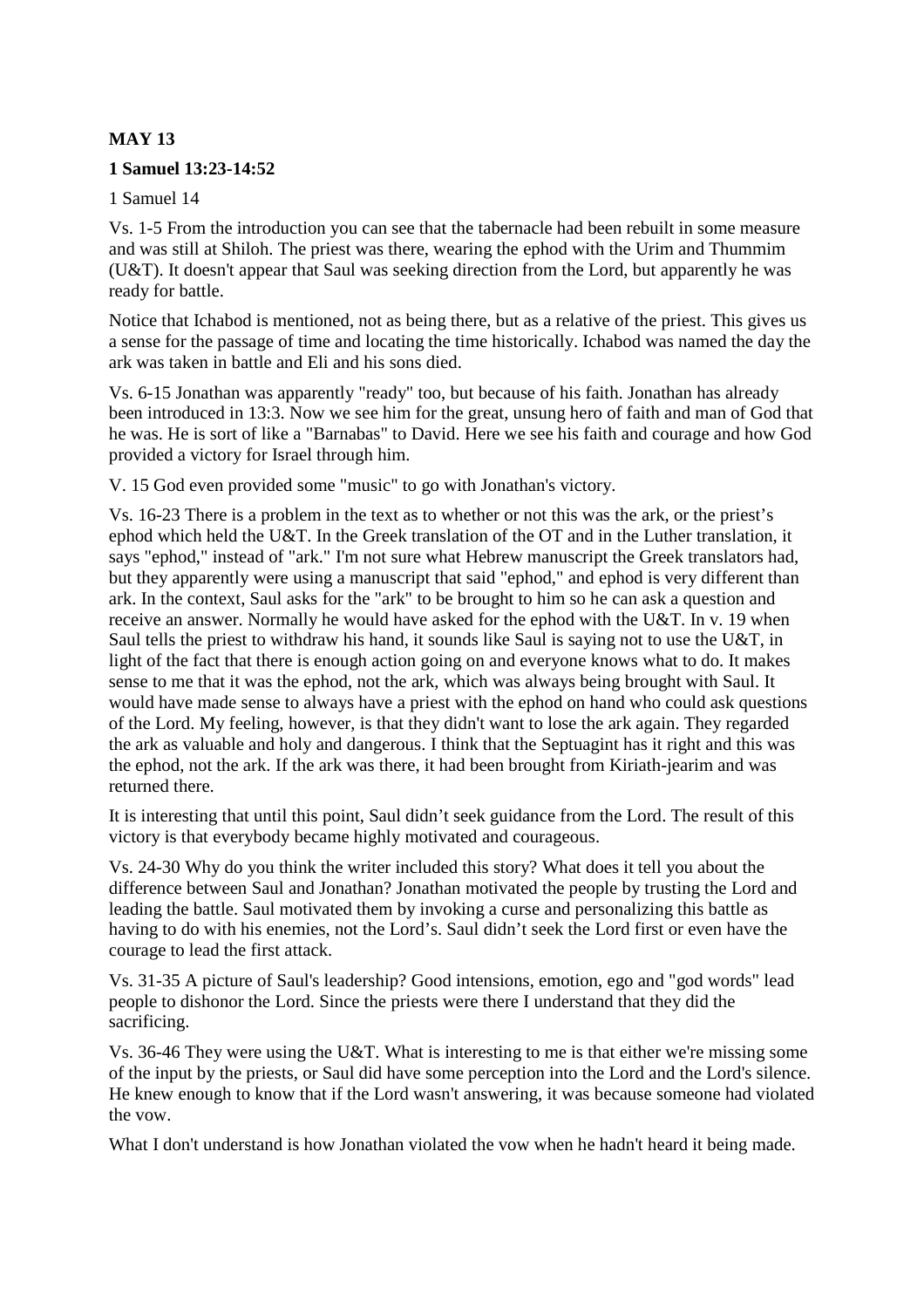**MAY 13**

**1 Samuel 13:23-14:52**

1 Samuel 14

Vs. 1-5 From the introduction you can see that the tabernacle had been rebuilt in some measure and was still at Shiloh. The priest was there, wearing the ephod with the Urim and Thummim (U&T). It doesn't appear that Saul was seeking direction from the Lord, but apparently he was ready for battle.

Notice that Ichabod is mentioned, not as being there, but as a relative of the priest. This gives us a sense for the passage of time and locating the time historically. Ichabod was named the day the ark was taken in battle and Eli and his sons died.

Vs. 6-15 Jonathan was apparently "ready" too, but because of his faith. Jonathan has already been introduced in 13:3. Now we see him for the great, unsung hero of faith and man of God that he was. He is sort of like a "Barnabas" to David. Here we see his faith and courage and how God provided a victory for Israel through him.

V. 15 God even provided some "music" to go with Jonathan's victory.

Vs. 16-23 There is a problem in the text as to whether or not this was the ark, or the priest's ephod which held the U&T. In the Greek translation of the OT and in the Luther translation, it says "ephod," instead of "ark." I'm not sure what Hebrew manuscript the Greek translators had, but they apparently were using a manuscript that said "ephod," and ephod is very different than ark. In the context, Saul asks for the "ark" to be brought to him so he can ask a question and receive an answer. Normally he would have asked for the ephod with the U&T. In v. 19 when Saul tells the priest to withdraw his hand, it sounds like Saul is saying not to use the U&T, in light of the fact that there is enough action going on and everyone knows what to do. It makes sense to me that it was the ephod, not the ark, which was always being brought with Saul. It would have made sense to always have a priest with the ephod on hand who could ask questions of the Lord. My feeling, however, is that they didn't want to lose the ark again. They regarded the ark as valuable and holy and dangerous. I think that the Septuagint has it right and this was the ephod, not the ark. If the ark was there, it had been brought from Kiriath-jearim and was returned there.

It is interesting that until this point, Saul didn't seek guidance from the Lord. The result of this victory is that everybody became highly motivated and courageous.

Vs. 24-30 Why do you think the writer included this story? What does it tell you about the difference between Saul and Jonathan? Jonathan motivated the people by trusting the Lord and leading the battle. Saul motivated them by invoking a curse and personalizing this battle as having to do with his enemies, not the Lord's. Saul didn't seek the Lord first or even have the courage to lead the first attack.

Vs. 31-35 A picture of Saul's leadership? Good intensions, emotion, ego and "god words" lead people to dishonor the Lord. Since the priests were there I understand that they did the sacrificing.

Vs. 36-46 They were using the U&T. What is interesting to me is that either we're missing some of the input by the priests, or Saul did have some perception into the Lord and the Lord's silence. He knew enough to know that if the Lord wasn't answering, it was because someone had violated the vow.

What I don't understand is how Jonathan violated the vow when he hadn't heard it being made.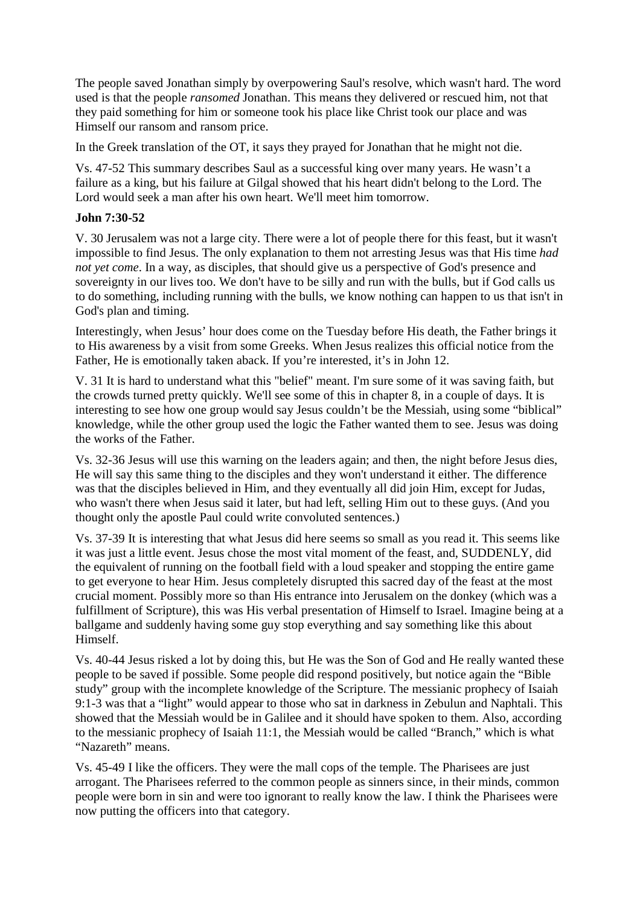The people saved Jonathan simply by overpowering Saul's resolve, which wasn't hard. The word used is that the people *ransomed* Jonathan. This means they delivered or rescued him, not that they paid something for him or someone took his place like Christ took our place and was Himself our ransom and ransom price.

In the Greek translation of the OT, it says they prayed for Jonathan that he might not die.

Vs. 47-52 This summary describes Saul as a successful king over many years. He wasn't a failure as a king, but his failure at Gilgal showed that his heart didn't belong to the Lord. The Lord would seek a man after his own heart. We'll meet him tomorrow.

**John 7:30-52**

V. 30 Jerusalem was not a large city. There were a lot of people there for this feast, but it wasn't impossible to find Jesus. The only explanation to them not arresting Jesus was that His time *had not yet come*. In a way, as disciples, that should give us a perspective of God's presence and sovereignty in our lives too. We don't have to be silly and run with the bulls, but if God calls us to do something, including running with the bulls, we know nothing can happen to us that isn't in God's plan and timing.

Interestingly, when Jesus' hour does come on the Tuesday before His death, the Father brings it to His awareness by a visit from some Greeks. When Jesus realizes this official notice from the Father, He is emotionally taken aback. If you're interested, it's in John 12.

V. 31 It is hard to understand what this "belief" meant. I'm sure some of it was saving faith, but the crowds turned pretty quickly. We'll see some of this in chapter 8, in a couple of days. It is interesting to see how one group would say Jesus couldn't be the Messiah, using some "biblical" knowledge, while the other group used the logic the Father wanted them to see. Jesus was doing the works of the Father.

Vs. 32-36 Jesus will use this warning on the leaders again; and then, the night before Jesus dies, He will say this same thing to the disciples and they won't understand it either. The difference was that the disciples believed in Him, and they eventually all did join Him, except for Judas, who wasn't there when Jesus said it later, but had left, selling Him out to these guys. (And you thought only the apostle Paul could write convoluted sentences.)

Vs. 37-39 It is interesting that what Jesus did here seems so small as you read it. This seems like it was just a little event. Jesus chose the most vital moment of the feast, and, SUDDENLY, did the equivalent of running on the football field with a loud speaker and stopping the entire game to get everyone to hear Him. Jesus completely disrupted this sacred day of the feast at the most crucial moment. Possibly more so than His entrance into Jerusalem on the donkey (which was a fulfillment of Scripture), this was His verbal presentation of Himself to Israel. Imagine being at a ballgame and suddenly having some guy stop everything and say something like this about Himself.

Vs. 40-44 Jesus risked a lot by doing this, but He was the Son of God and He really wanted these people to be saved if possible. Some people did respond positively, but notice again the "Bible study" group with the incomplete knowledge of the Scripture. The messianic prophecy of Isaiah 9:1-3 was that a "light" would appear to those who sat in darkness in Zebulun and Naphtali. This showed that the Messiah would be in Galilee and it should have spoken to them. Also, according to the messianic prophecy of Isaiah 11:1, the Messiah would be called "Branch," which is what "Nazareth" means.

Vs. 45-49 I like the officers. They were the mall cops of the temple. The Pharisees are just arrogant. The Pharisees referred to the common people as sinners since, in their minds, common people were born in sin and were too ignorant to really know the law. I think the Pharisees were now putting the officers into that category.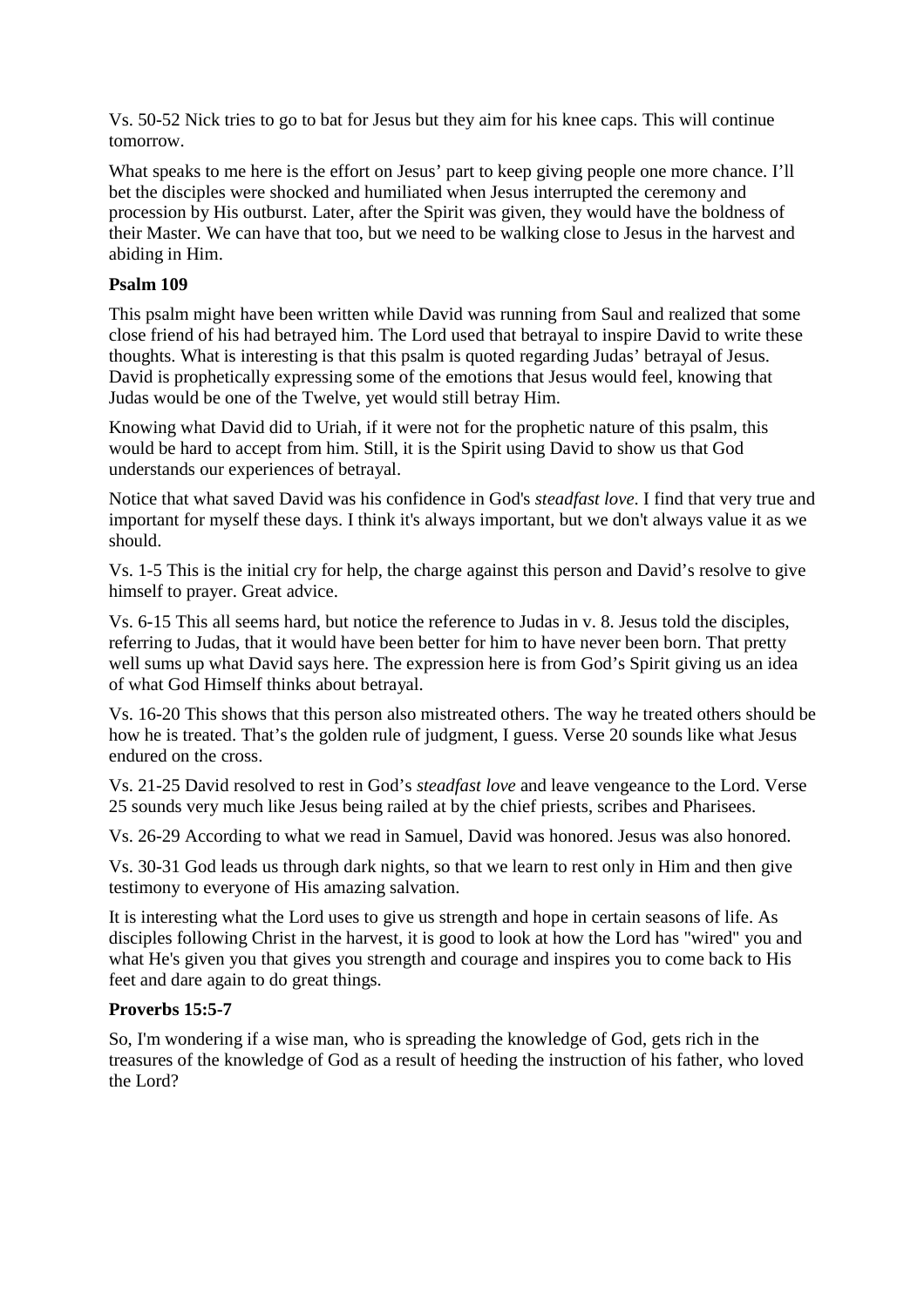Vs. 50-52 Nick tries to go to bat for Jesus but they aim for his knee caps. This will continue tomorrow.

What speaks to me here is the effort on Jesus' part to keep giving people one more chance. I'll bet the disciples were shocked and humiliated when Jesus interrupted the ceremony and procession by His outburst. Later, after the Spirit was given, they would have the boldness of their Master. We can have that too, but we need to be walking close to Jesus in the harvest and abiding in Him.

**Psalm 109**

This psalm might have been written while David was running from Saul and realized that some close friend of his had betrayed him. The Lord used that betrayal to inspire David to write these thoughts. What is interesting is that this psalm is quoted regarding Judas' betrayal of Jesus. David is prophetically expressing some of the emotions that Jesus would feel, knowing that Judas would be one of the Twelve, yet would still betray Him.

Knowing what David did to Uriah, if it were not for the prophetic nature of this psalm, this would be hard to accept from him. Still, it is the Spirit using David to show us that God understands our experiences of betrayal.

Notice that what saved David was his confidence in God's *steadfast love*. I find that very true and important for myself these days. I think it's always important, but we don't always value it as we should.

Vs. 1-5 This is the initial cry for help, the charge against this person and David's resolve to give himself to prayer. Great advice.

Vs. 6-15 This all seems hard, but notice the reference to Judas in v. 8. Jesus told the disciples, referring to Judas, that it would have been better for him to have never been born. That pretty well sums up what David says here. The expression here is from God's Spirit giving us an idea of what God Himself thinks about betrayal.

Vs. 16-20 This shows that this person also mistreated others. The way he treated others should be how he is treated. That's the golden rule of judgment, I guess. Verse 20 sounds like what Jesus endured on the cross.

Vs. 21-25 David resolved to rest in God's *steadfast love* and leave vengeance to the Lord. Verse 25 sounds very much like Jesus being railed at by the chief priests, scribes and Pharisees.

Vs. 26-29 According to what we read in Samuel, David was honored. Jesus was also honored.

Vs. 30-31 God leads us through dark nights, so that we learn to rest only in Him and then give testimony to everyone of His amazing salvation.

It is interesting what the Lord uses to give us strength and hope in certain seasons of life. As disciples following Christ in the harvest, it is good to look at how the Lord has "wired" you and what He's given you that gives you strength and courage and inspires you to come back to His feet and dare again to do great things.

**Proverbs 15:5-7**

So, I'm wondering if a wise man, who is spreading the knowledge of God, gets rich in the treasures of the knowledge of God as a result of heeding the instruction of his father, who loved the Lord?